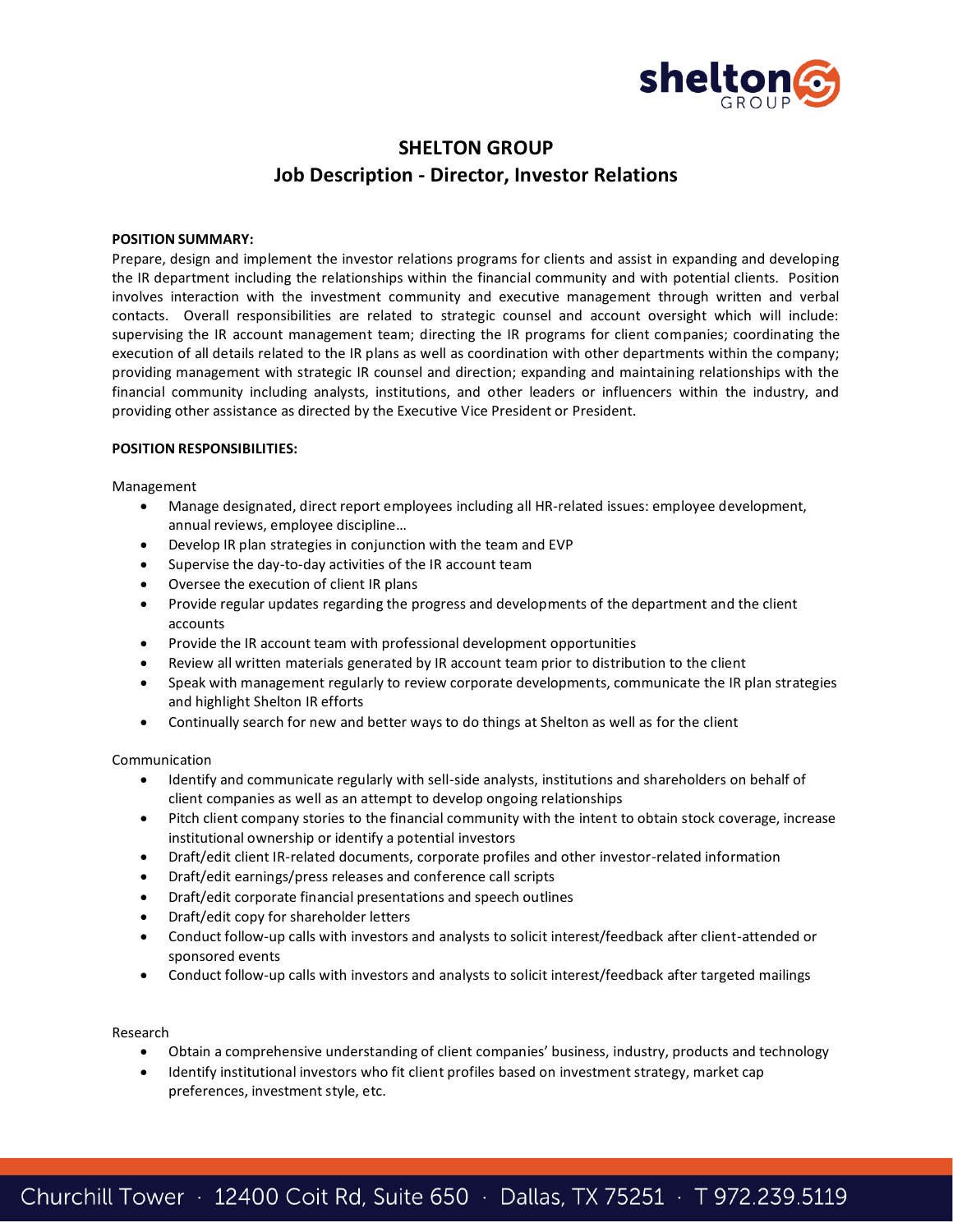# SHELTON GROUP

## Job Description - Director, Investor Relations

**POSITION SUMMARY:**

Prepare, design and implement the investor relations programs for clients and assist in expanding and developing the IR department including the relationships within the financial community and with potential clients. Position involves interaction with the investment community and executive management through written and verbal contacts. Overall responsibilities are related to strategic counsel and account oversight which will include: supervising the IR account management team; directing the IR programs for client companies; coordinating the execution of all details related to the IR plans as well as coordination with other departments within the company; providing management with strategic IR counsel and direction; expanding and maintaining relationships with the financial community including analysts, institutions, and other leaders or influencers within the industry, and providing other assistance as directed by the Executive Vice President or President.

**POSITION RESPONSIBILITIES:**

Management

- Manage designated, direct report employees including all HR-related issues: employee development, annual reviews, employee discipline…
- Develop IR plan strategies in conjunction with the team and EVP
- Supervise the day-to-day activities of the IR account team
- Oversee the execution of client IR plans
- Provide regular updates regarding the progress and developments of the department and the client accounts
- Provide the IR account team with professional development opportunities
- Review all written materials generated by IR account team prior to distribution to the client
- Speak with management regularly to review corporate developments, communicate the IR plan strategies and highlight Shelton IR efforts
- Continually search for new and better ways to do things at Shelton as well as for the client

Communication

- Identify and communicate regularly with sell-side analysts, institutions and shareholders on behalf of client companies as well as an attempt to develop ongoing relationships
- Pitch client company stories to the financial community with the intent to obtain stock coverage, increase institutional ownership or identify a potential investors
- Draft/edit client IR-related documents, corporate profiles and other investor-related information
- Draft/edit earnings/press releases and conference call scripts
- Draft/edit corporate financial presentations and speech outlines
- Draft/edit copy for shareholder letters
- Conduct follow-up calls with investors and analysts to solicit interest/feedback after client-attended or sponsored events
- Conduct follow-up calls with investors and analysts to solicit interest/feedback after targeted mailings

Research

- Obtain a comprehensive understanding of client companies' business, industry, products and technology
- Identify institutional investors who fit client profiles based on investment strategy, market cap preferences, investment style, etc.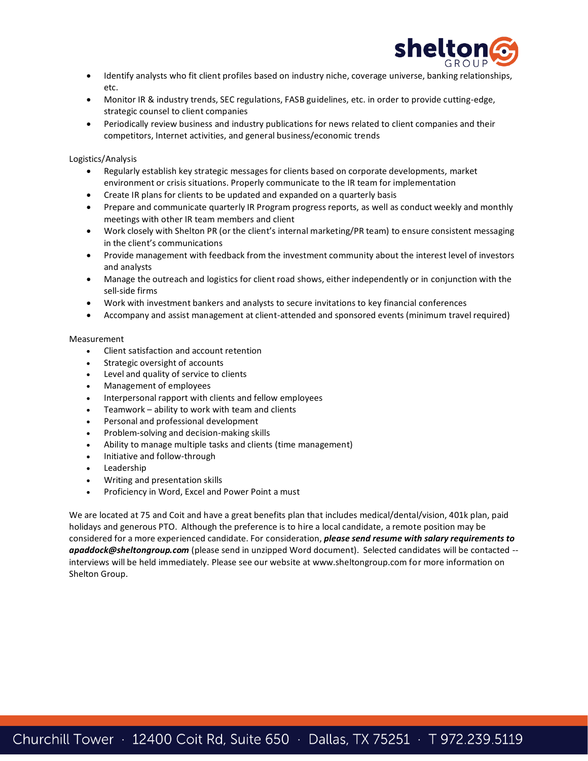- Identify analysts who fit client profiles based on industry niche, coverage universe, banking relationships, etc.
- Monitor IR & industry trends, SEC regulations, FASB guidelines, etc. in order to provide cutting-edge, strategic counsel to client companies
- Periodically review business and industry publications for news related to client companies and their competitors, Internet activities, and general business/economic trends

Logistics/Analysis

- Regularly establish key strategic messages for clients based on corporate developments, market environment or crisis situations. Properly communicate to the IR team for implementation
- Create IR plans for clients to be updated and expanded on a quarterly basis
- Prepare and communicate quarterly IR Program progress reports, as well as conduct weekly and monthly meetings with other IR team members and client
- Work closely with Shelton PR (or the client's internal marketing/PR team) to ensure consistent messaging in the client's communications
- Provide management with feedback from the investment community about the interest level of investors and analysts
- Manage the outreach and logistics for client road shows, either independently or in conjunction with the sell-side firms
- Work with investment bankers and analysts to secure invitations to key financial conferences
- Accompany and assist management at client-attended and sponsored events (minimum travel required)

Measurement

- Client satisfaction and account retention
- Strategic oversight of accounts
- Level and quality of service to clients
- Management of employees
- Interpersonal rapport with clients and fellow employees
- Teamwork – ability to work with team and clients
- Personal and professional development
- Problem-solving and decision-making skills
- Ability to manage multiple tasks and clients (time management)
- Initiative and follow-through
- Leadership
- Writing and presentation skills
- Proficiency in Word, Excel and Power Point a must

We are located at 75 and Coit and have a great benefits plan that includes medical/dental/vision, 401k plan, paid holidays and generous PTO. Although the preference is to hire a local candidate, a remote position may be considered for a more experienced candidate. For consideration, ***please send resume with salary requirements to apaddock@sheltongroup.com*** (please send in unzipped Word document). Selected candidates will be contacted -- interviews will be held immediately. Please see our website at www.sheltongroup.com for more information on Shelton Group.